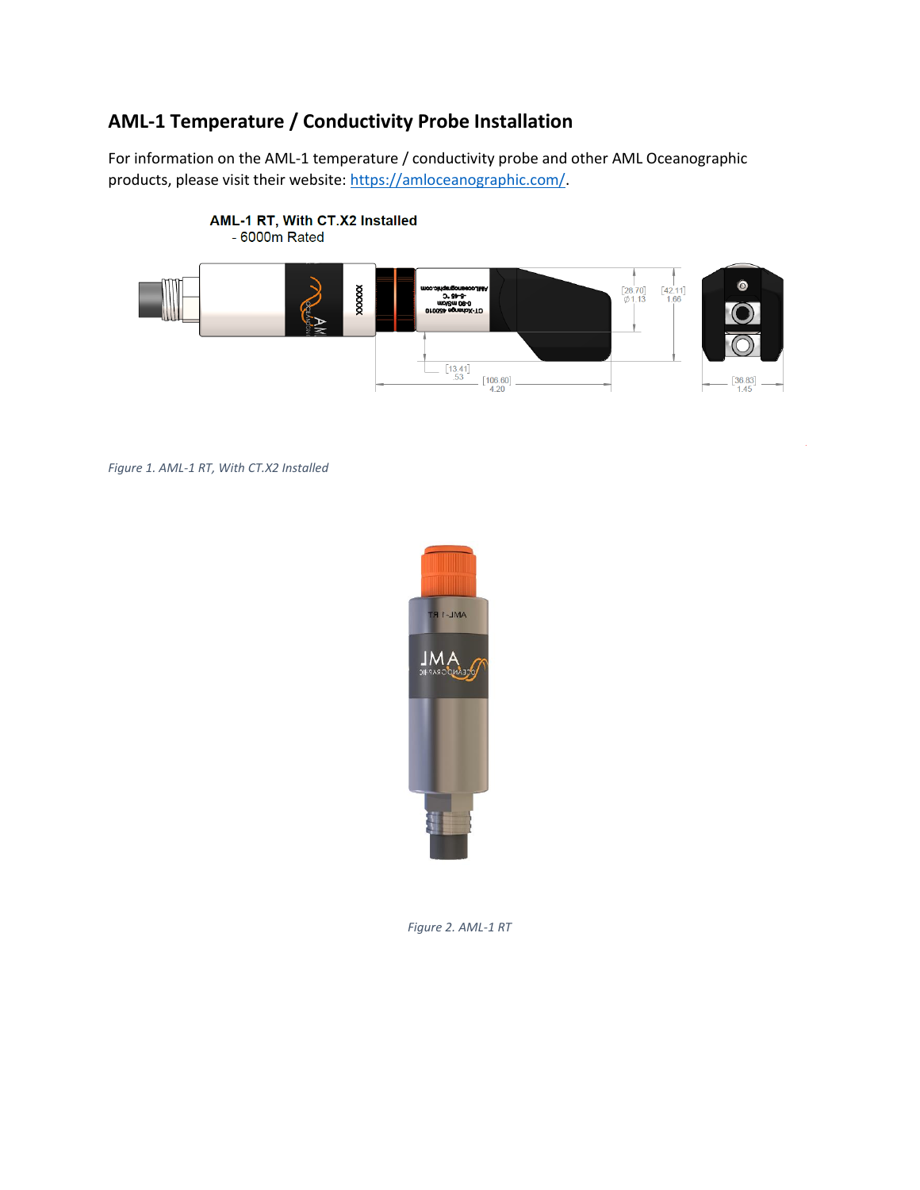## AML-1 Temperature / Conductivity Probe Installation

For information on the AML-1 temperature / conductivity probe and other AML Oceanographic products, please visit their website: [https://amloceanographic.com/](https://amloceanographic.com/).

*Figure 1. AML-1 RT, With CT.X2 Installed*

*Figure 2. AML-1 RT*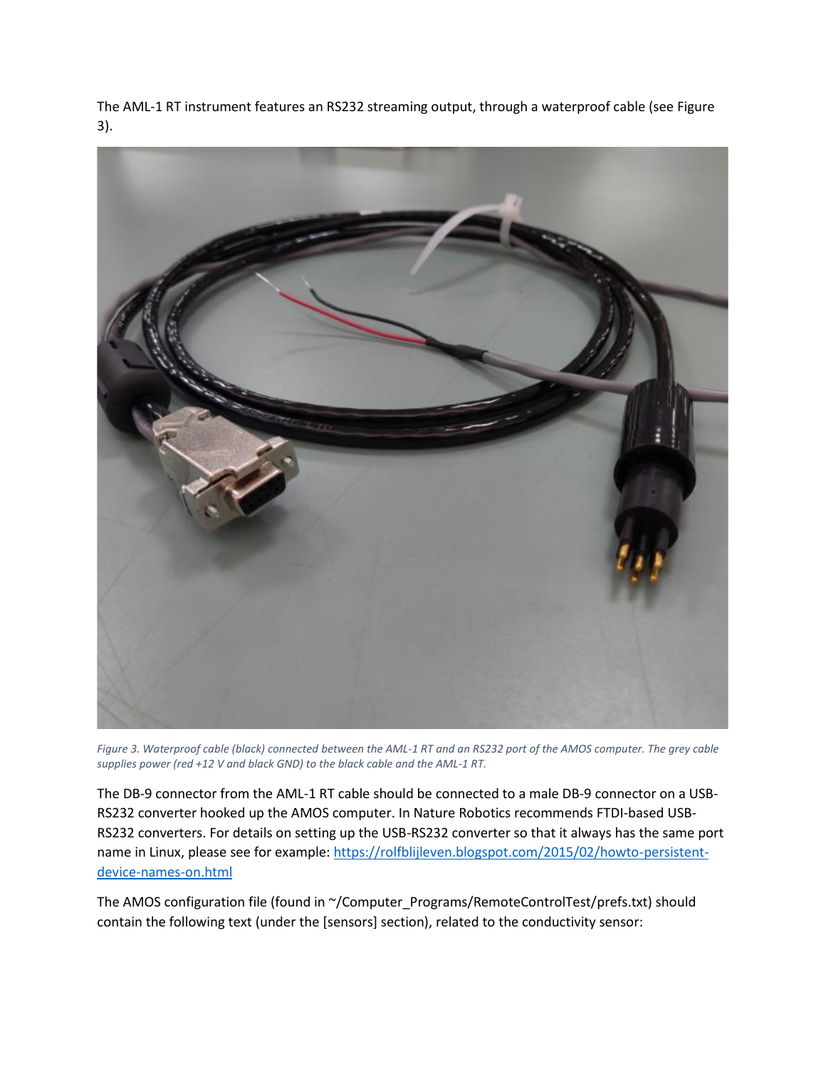The AML-1 RT instrument features an RS232 streaming output, through a waterproof cable (see Figure 3).

*Figure 3. Waterproof cable (black) connected between the AML-1 RT and an RS232 port of the AMOS computer. The grey cable supplies power (red +12 V and black GND) to the black cable and the AML-1 RT.*

The DB-9 connector from the AML-1 RT cable should be connected to a male DB-9 connector on a USB-RS232 converter hooked up the AMOS computer. In Nature Robotics recommends FTDI-based USB-RS232 converters. For details on setting up the USB-RS232 converter so that it always has the same port name in Linux, please see for example: [https://rolfblijleven.blogspot.com/2015/02/howto-persistent-device-names-on.html](https://rolfblijleven.blogspot.com/2015/02/howto-persistent-device-names-on.html)

The AMOS configuration file (found in ~/Computer_Programs/RemoteControlTest/prefs.txt) should contain the following text (under the [sensors] section), related to the conductivity sensor: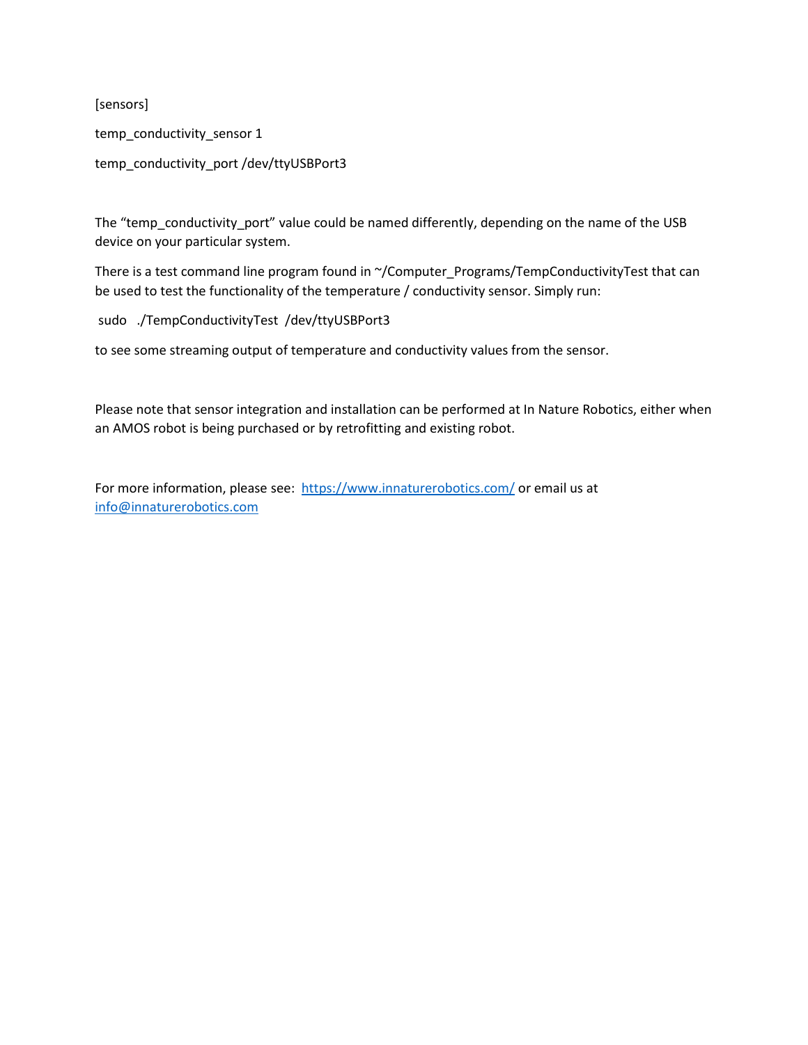[sensors]

temp_conductivity_sensor 1

temp_conductivity_port /dev/ttyUSBPort3

The "temp_conductivity_port" value could be named differently, depending on the name of the USB device on your particular system.

There is a test command line program found in ~/Computer_Programs/TempConductivityTest that can be used to test the functionality of the temperature / conductivity sensor. Simply run:

```
sudo   ./TempConductivityTest  /dev/ttyUSBPort3
```

to see some streaming output of temperature and conductivity values from the sensor.

Please note that sensor integration and installation can be performed at In Nature Robotics, either when an AMOS robot is being purchased or by retrofitting and existing robot.

For more information, please see: [https://www.innaturerobotics.com/](https://www.innaturerobotics.com/) or email us at [info@innaturerobotics.com](mailto:info@innaturerobotics.com)